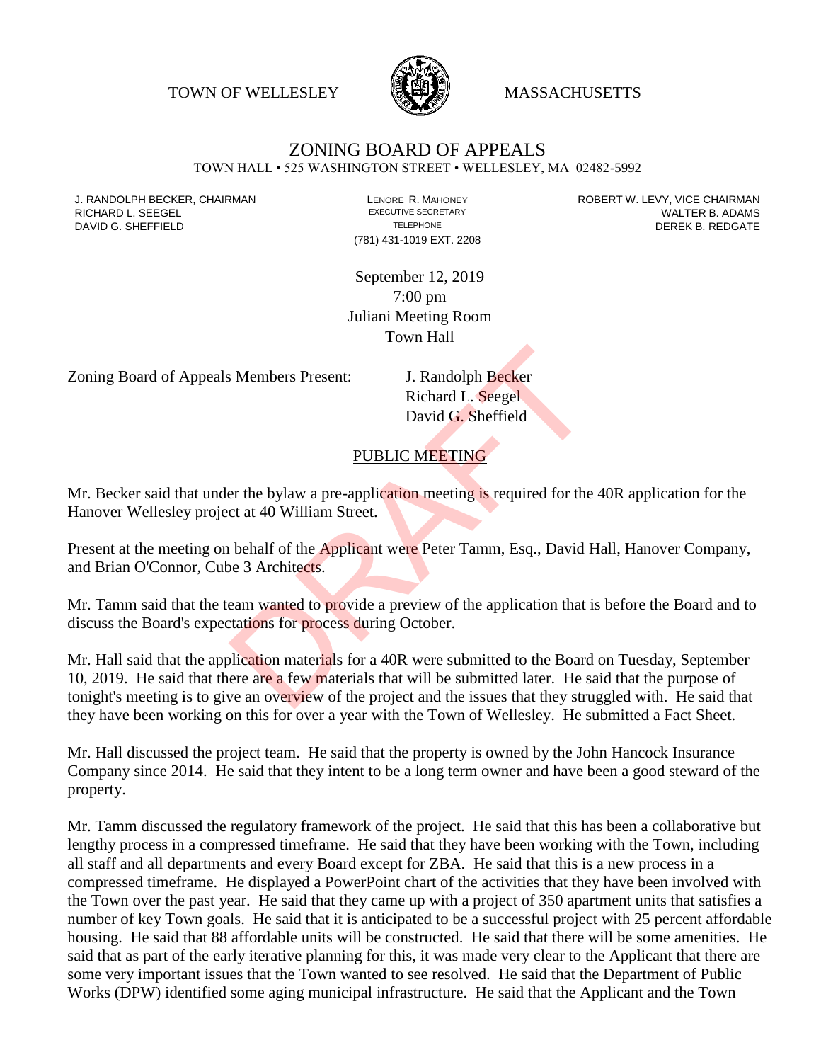TOWN OF WELLESLEY MASSACHUSETTS

# ZONING BOARD OF APPEALS

TOWN HALL • 525 WASHINGTON STREET • WELLESLEY, MA 02482-5992

J. RANDOLPH BECKER, CHAIRMAN
RICHARD L. SEEGEL
DAVID G. SHEFFIELD

LENORE R. MAHONEY
EXECUTIVE SECRETARY
TELEPHONE
(781) 431-1019 EXT. 2208

ROBERT W. LEVY, VICE CHAIRMAN
WALTER B. ADAMS
DEREK B. REDGATE

September 12, 2019
7:00 pm
Juliani Meeting Room
Town Hall

Zoning Board of Appeals Members Present: J. Randolph Becker
Richard L. Seegel
David G. Sheffield

## PUBLIC MEETING

Mr. Becker said that under the bylaw a pre-application meeting is required for the 40R application for the Hanover Wellesley project at 40 William Street.

Present at the meeting on behalf of the Applicant were Peter Tamm, Esq., David Hall, Hanover Company, and Brian O'Connor, Cube 3 Architects.

Mr. Tamm said that the team wanted to provide a preview of the application that is before the Board and to discuss the Board's expectations for process during October.

Mr. Hall said that the application materials for a 40R were submitted to the Board on Tuesday, September 10, 2019. He said that there are a few materials that will be submitted later. He said that the purpose of tonight's meeting is to give an overview of the project and the issues that they struggled with. He said that they have been working on this for over a year with the Town of Wellesley. He submitted a Fact Sheet.

Mr. Hall discussed the project team. He said that the property is owned by the John Hancock Insurance Company since 2014. He said that they intent to be a long term owner and have been a good steward of the property.

Mr. Tamm discussed the regulatory framework of the project. He said that this has been a collaborative but lengthy process in a compressed timeframe. He said that they have been working with the Town, including all staff and all departments and every Board except for ZBA. He said that this is a new process in a compressed timeframe. He displayed a PowerPoint chart of the activities that they have been involved with the Town over the past year. He said that they came up with a project of 350 apartment units that satisfies a number of key Town goals. He said that it is anticipated to be a successful project with 25 percent affordable housing. He said that 88 affordable units will be constructed. He said that there will be some amenities. He said that as part of the early iterative planning for this, it was made very clear to the Applicant that there are some very important issues that the Town wanted to see resolved. He said that the Department of Public Works (DPW) identified some aging municipal infrastructure. He said that the Applicant and the Town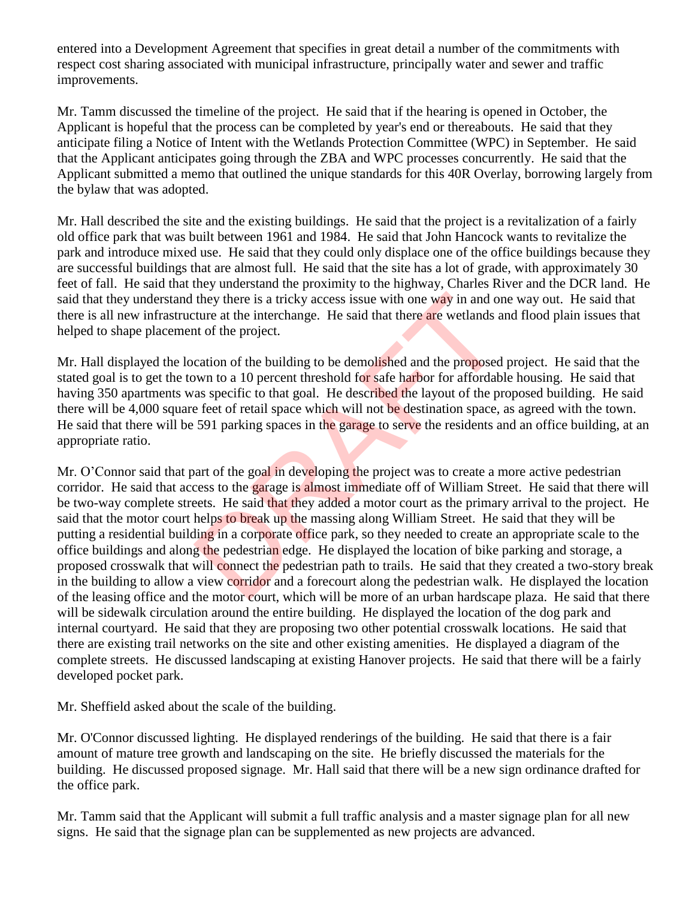entered into a Development Agreement that specifies in great detail a number of the commitments with respect cost sharing associated with municipal infrastructure, principally water and sewer and traffic improvements.

Mr. Tamm discussed the timeline of the project. He said that if the hearing is opened in October, the Applicant is hopeful that the process can be completed by year's end or thereabouts. He said that they anticipate filing a Notice of Intent with the Wetlands Protection Committee (WPC) in September. He said that the Applicant anticipates going through the ZBA and WPC processes concurrently. He said that the Applicant submitted a memo that outlined the unique standards for this 40R Overlay, borrowing largely from the bylaw that was adopted.

Mr. Hall described the site and the existing buildings. He said that the project is a revitalization of a fairly old office park that was built between 1961 and 1984. He said that John Hancock wants to revitalize the park and introduce mixed use. He said that they could only displace one of the office buildings because they are successful buildings that are almost full. He said that the site has a lot of grade, with approximately 30 feet of fall. He said that they understand the proximity to the highway, Charles River and the DCR land. He said that they understand they there is a tricky access issue with one way in and one way out. He said that there is all new infrastructure at the interchange. He said that there are wetlands and flood plain issues that helped to shape placement of the project.

Mr. Hall displayed the location of the building to be demolished and the proposed project. He said that the stated goal is to get the town to a 10 percent threshold for safe harbor for affordable housing. He said that having 350 apartments was specific to that goal. He described the layout of the proposed building. He said there will be 4,000 square feet of retail space which will not be destination space, as agreed with the town. He said that there will be 591 parking spaces in the garage to serve the residents and an office building, at an appropriate ratio.

Mr. O'Connor said that part of the goal in developing the project was to create a more active pedestrian corridor. He said that access to the garage is almost immediate off of William Street. He said that there will be two-way complete streets. He said that they added a motor court as the primary arrival to the project. He said that the motor court helps to break up the massing along William Street. He said that they will be putting a residential building in a corporate office park, so they needed to create an appropriate scale to the office buildings and along the pedestrian edge. He displayed the location of bike parking and storage, a proposed crosswalk that will connect the pedestrian path to trails. He said that they created a two-story break in the building to allow a view corridor and a forecourt along the pedestrian walk. He displayed the location of the leasing office and the motor court, which will be more of an urban hardscape plaza. He said that there will be sidewalk circulation around the entire building. He displayed the location of the dog park and internal courtyard. He said that they are proposing two other potential crosswalk locations. He said that there are existing trail networks on the site and other existing amenities. He displayed a diagram of the complete streets. He discussed landscaping at existing Hanover projects. He said that there will be a fairly developed pocket park.

Mr. Sheffield asked about the scale of the building.

Mr. O'Connor discussed lighting. He displayed renderings of the building. He said that there is a fair amount of mature tree growth and landscaping on the site. He briefly discussed the materials for the building. He discussed proposed signage. Mr. Hall said that there will be a new sign ordinance drafted for the office park.

Mr. Tamm said that the Applicant will submit a full traffic analysis and a master signage plan for all new signs. He said that the signage plan can be supplemented as new projects are advanced.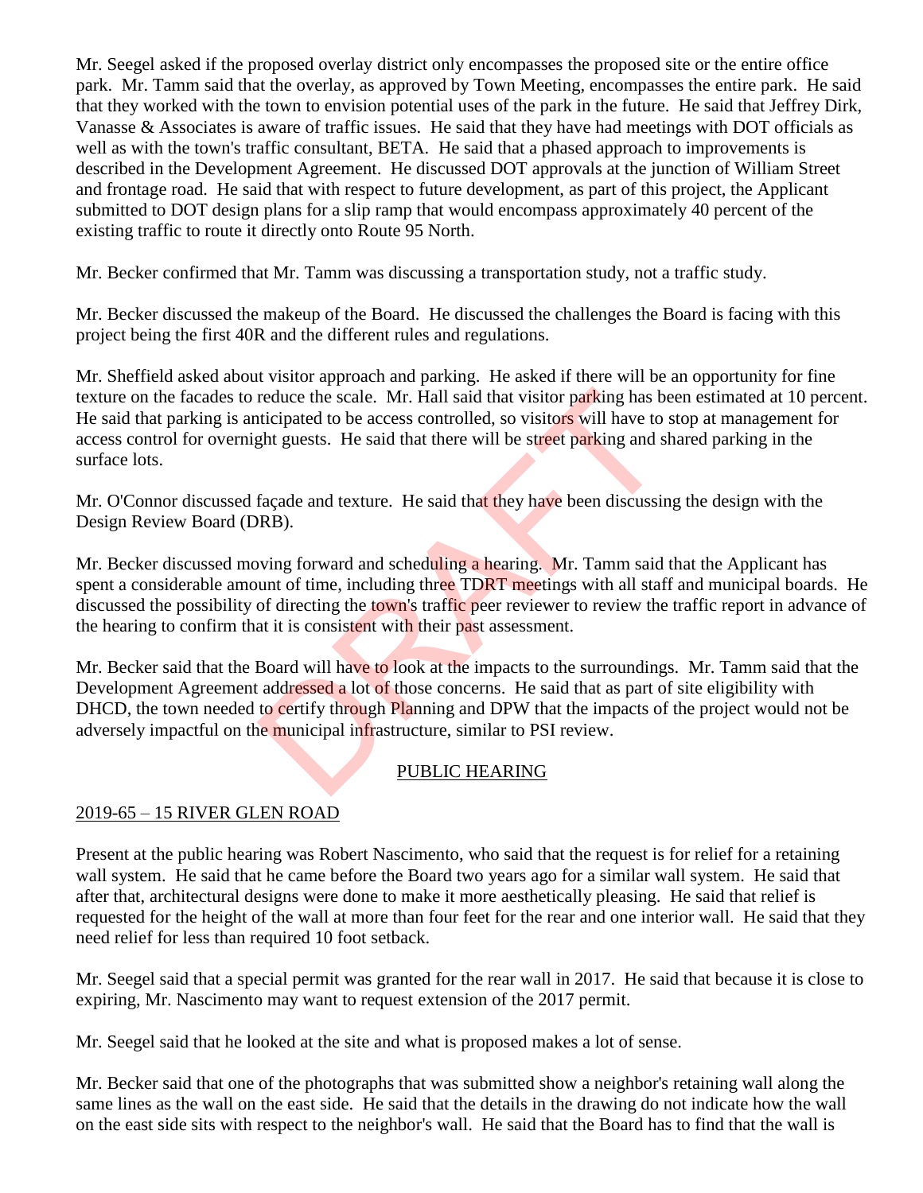Mr. Seegel asked if the proposed overlay district only encompasses the proposed site or the entire office park. Mr. Tamm said that the overlay, as approved by Town Meeting, encompasses the entire park. He said that they worked with the town to envision potential uses of the park in the future. He said that Jeffrey Dirk, Vanasse & Associates is aware of traffic issues. He said that they have had meetings with DOT officials as well as with the town's traffic consultant, BETA. He said that a phased approach to improvements is described in the Development Agreement. He discussed DOT approvals at the junction of William Street and frontage road. He said that with respect to future development, as part of this project, the Applicant submitted to DOT design plans for a slip ramp that would encompass approximately 40 percent of the existing traffic to route it directly onto Route 95 North.

Mr. Becker confirmed that Mr. Tamm was discussing a transportation study, not a traffic study.

Mr. Becker discussed the makeup of the Board. He discussed the challenges the Board is facing with this project being the first 40R and the different rules and regulations.

Mr. Sheffield asked about visitor approach and parking. He asked if there will be an opportunity for fine texture on the facades to reduce the scale. Mr. Hall said that visitor parking has been estimated at 10 percent. He said that parking is anticipated to be access controlled, so visitors will have to stop at management for access control for overnight guests. He said that there will be street parking and shared parking in the surface lots.

Mr. O'Connor discussed façade and texture. He said that they have been discussing the design with the Design Review Board (DRB).

Mr. Becker discussed moving forward and scheduling a hearing. Mr. Tamm said that the Applicant has spent a considerable amount of time, including three TDRT meetings with all staff and municipal boards. He discussed the possibility of directing the town's traffic peer reviewer to review the traffic report in advance of the hearing to confirm that it is consistent with their past assessment.

Mr. Becker said that the Board will have to look at the impacts to the surroundings. Mr. Tamm said that the Development Agreement addressed a lot of those concerns. He said that as part of site eligibility with DHCD, the town needed to certify through Planning and DPW that the impacts of the project would not be adversely impactful on the municipal infrastructure, similar to PSI review.

## PUBLIC HEARING

### 2019-65 – 15 RIVER GLEN ROAD

Present at the public hearing was Robert Nascimento, who said that the request is for relief for a retaining wall system. He said that he came before the Board two years ago for a similar wall system. He said that after that, architectural designs were done to make it more aesthetically pleasing. He said that relief is requested for the height of the wall at more than four feet for the rear and one interior wall. He said that they need relief for less than required 10 foot setback.

Mr. Seegel said that a special permit was granted for the rear wall in 2017. He said that because it is close to expiring, Mr. Nascimento may want to request extension of the 2017 permit.

Mr. Seegel said that he looked at the site and what is proposed makes a lot of sense.

Mr. Becker said that one of the photographs that was submitted show a neighbor's retaining wall along the same lines as the wall on the east side. He said that the details in the drawing do not indicate how the wall on the east side sits with respect to the neighbor's wall. He said that the Board has to find that the wall is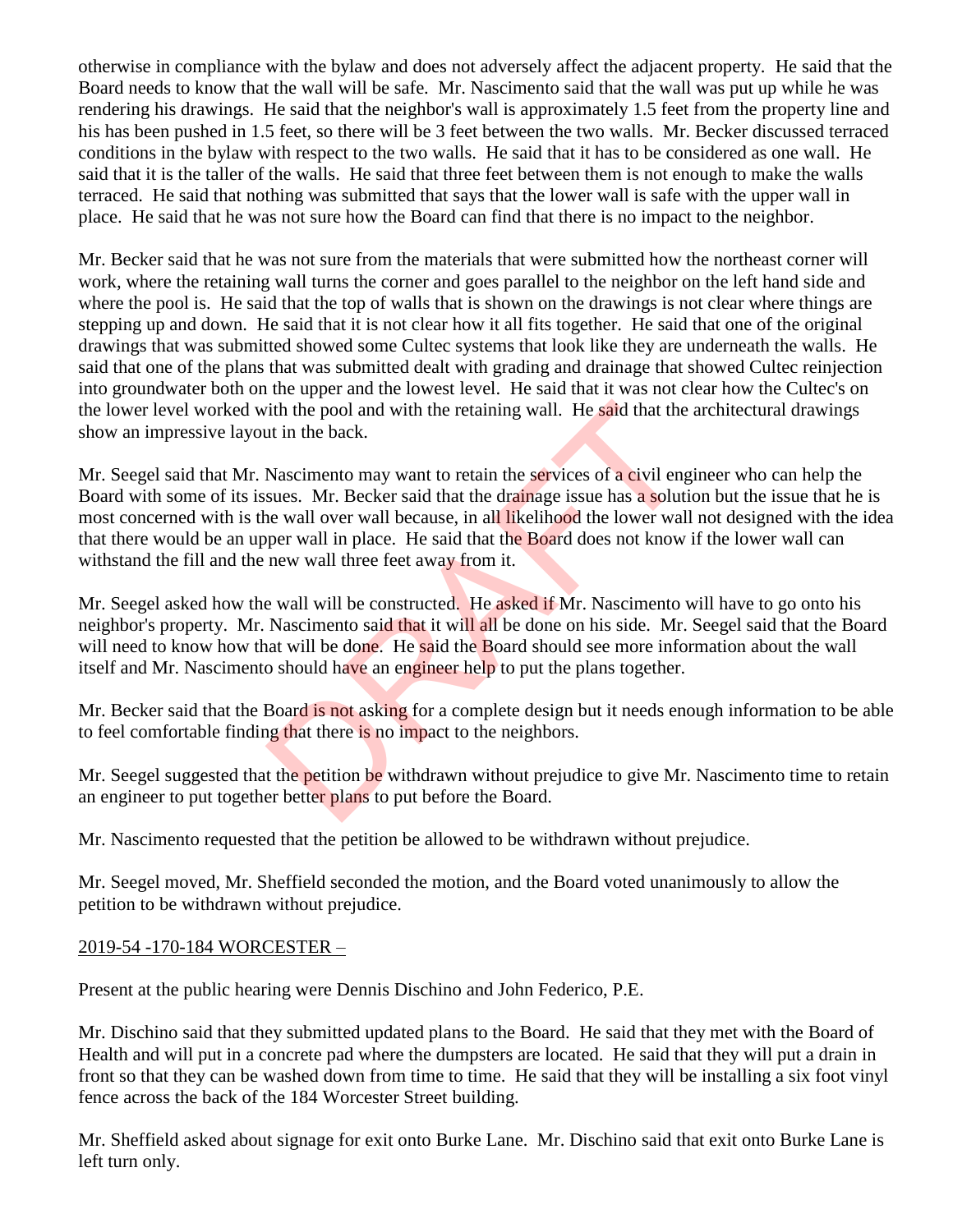otherwise in compliance with the bylaw and does not adversely affect the adjacent property. He said that the Board needs to know that the wall will be safe. Mr. Nascimento said that the wall was put up while he was rendering his drawings. He said that the neighbor's wall is approximately 1.5 feet from the property line and his has been pushed in 1.5 feet, so there will be 3 feet between the two walls. Mr. Becker discussed terraced conditions in the bylaw with respect to the two walls. He said that it has to be considered as one wall. He said that it is the taller of the walls. He said that three feet between them is not enough to make the walls terraced. He said that nothing was submitted that says that the lower wall is safe with the upper wall in place. He said that he was not sure how the Board can find that there is no impact to the neighbor.

Mr. Becker said that he was not sure from the materials that were submitted how the northeast corner will work, where the retaining wall turns the corner and goes parallel to the neighbor on the left hand side and where the pool is. He said that the top of walls that is shown on the drawings is not clear where things are stepping up and down. He said that it is not clear how it all fits together. He said that one of the original drawings that was submitted showed some Cultec systems that look like they are underneath the walls. He said that one of the plans that was submitted dealt with grading and drainage that showed Cultec reinjection into groundwater both on the upper and the lowest level. He said that it was not clear how the Cultec's on the lower level worked with the pool and with the retaining wall. He said that the architectural drawings show an impressive layout in the back.

Mr. Seegel said that Mr. Nascimento may want to retain the services of a civil engineer who can help the Board with some of its issues. Mr. Becker said that the drainage issue has a solution but the issue that he is most concerned with is the wall over wall because, in all likelihood the lower wall not designed with the idea that there would be an upper wall in place. He said that the Board does not know if the lower wall can withstand the fill and the new wall three feet away from it.

Mr. Seegel asked how the wall will be constructed. He asked if Mr. Nascimento will have to go onto his neighbor's property. Mr. Nascimento said that it will all be done on his side. Mr. Seegel said that the Board will need to know how that will be done. He said the Board should see more information about the wall itself and Mr. Nascimento should have an engineer help to put the plans together.

Mr. Becker said that the Board is not asking for a complete design but it needs enough information to be able to feel comfortable finding that there is no impact to the neighbors.

Mr. Seegel suggested that the petition be withdrawn without prejudice to give Mr. Nascimento time to retain an engineer to put together better plans to put before the Board.

Mr. Nascimento requested that the petition be allowed to be withdrawn without prejudice.

Mr. Seegel moved, Mr. Sheffield seconded the motion, and the Board voted unanimously to allow the petition to be withdrawn without prejudice.

2019-54 -170-184 WORCESTER –

Present at the public hearing were Dennis Dischino and John Federico, P.E.

Mr. Dischino said that they submitted updated plans to the Board. He said that they met with the Board of Health and will put in a concrete pad where the dumpsters are located. He said that they will put a drain in front so that they can be washed down from time to time. He said that they will be installing a six foot vinyl fence across the back of the 184 Worcester Street building.

Mr. Sheffield asked about signage for exit onto Burke Lane. Mr. Dischino said that exit onto Burke Lane is left turn only.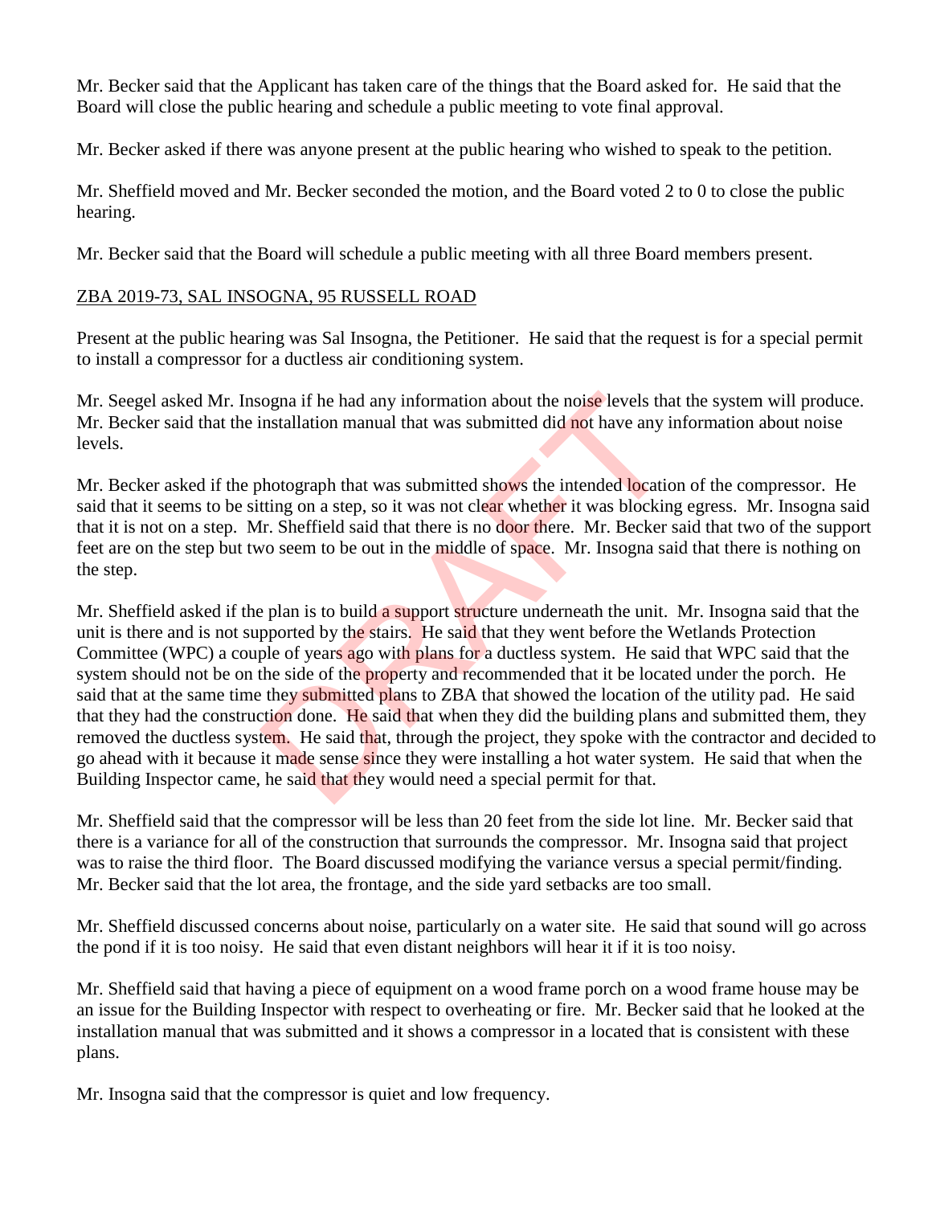Mr. Becker said that the Applicant has taken care of the things that the Board asked for. He said that the Board will close the public hearing and schedule a public meeting to vote final approval.

Mr. Becker asked if there was anyone present at the public hearing who wished to speak to the petition.

Mr. Sheffield moved and Mr. Becker seconded the motion, and the Board voted 2 to 0 to close the public hearing.

Mr. Becker said that the Board will schedule a public meeting with all three Board members present.

ZBA 2019-73, SAL INSOGNA, 95 RUSSELL ROAD

Present at the public hearing was Sal Insogna, the Petitioner. He said that the request is for a special permit to install a compressor for a ductless air conditioning system.

Mr. Seegel asked Mr. Insogna if he had any information about the noise levels that the system will produce. Mr. Becker said that the installation manual that was submitted did not have any information about noise levels.

Mr. Becker asked if the photograph that was submitted shows the intended location of the compressor. He said that it seems to be sitting on a step, so it was not clear whether it was blocking egress. Mr. Insogna said that it is not on a step. Mr. Sheffield said that there is no door there. Mr. Becker said that two of the support feet are on the step but two seem to be out in the middle of space. Mr. Insogna said that there is nothing on the step.

Mr. Sheffield asked if the plan is to build a support structure underneath the unit. Mr. Insogna said that the unit is there and is not supported by the stairs. He said that they went before the Wetlands Protection Committee (WPC) a couple of years ago with plans for a ductless system. He said that WPC said that the system should not be on the side of the property and recommended that it be located under the porch. He said that at the same time they submitted plans to ZBA that showed the location of the utility pad. He said that they had the construction done. He said that when they did the building plans and submitted them, they removed the ductless system. He said that, through the project, they spoke with the contractor and decided to go ahead with it because it made sense since they were installing a hot water system. He said that when the Building Inspector came, he said that they would need a special permit for that.

Mr. Sheffield said that the compressor will be less than 20 feet from the side lot line. Mr. Becker said that there is a variance for all of the construction that surrounds the compressor. Mr. Insogna said that project was to raise the third floor. The Board discussed modifying the variance versus a special permit/finding. Mr. Becker said that the lot area, the frontage, and the side yard setbacks are too small.

Mr. Sheffield discussed concerns about noise, particularly on a water site. He said that sound will go across the pond if it is too noisy. He said that even distant neighbors will hear it if it is too noisy.

Mr. Sheffield said that having a piece of equipment on a wood frame porch on a wood frame house may be an issue for the Building Inspector with respect to overheating or fire. Mr. Becker said that he looked at the installation manual that was submitted and it shows a compressor in a located that is consistent with these plans.

Mr. Insogna said that the compressor is quiet and low frequency.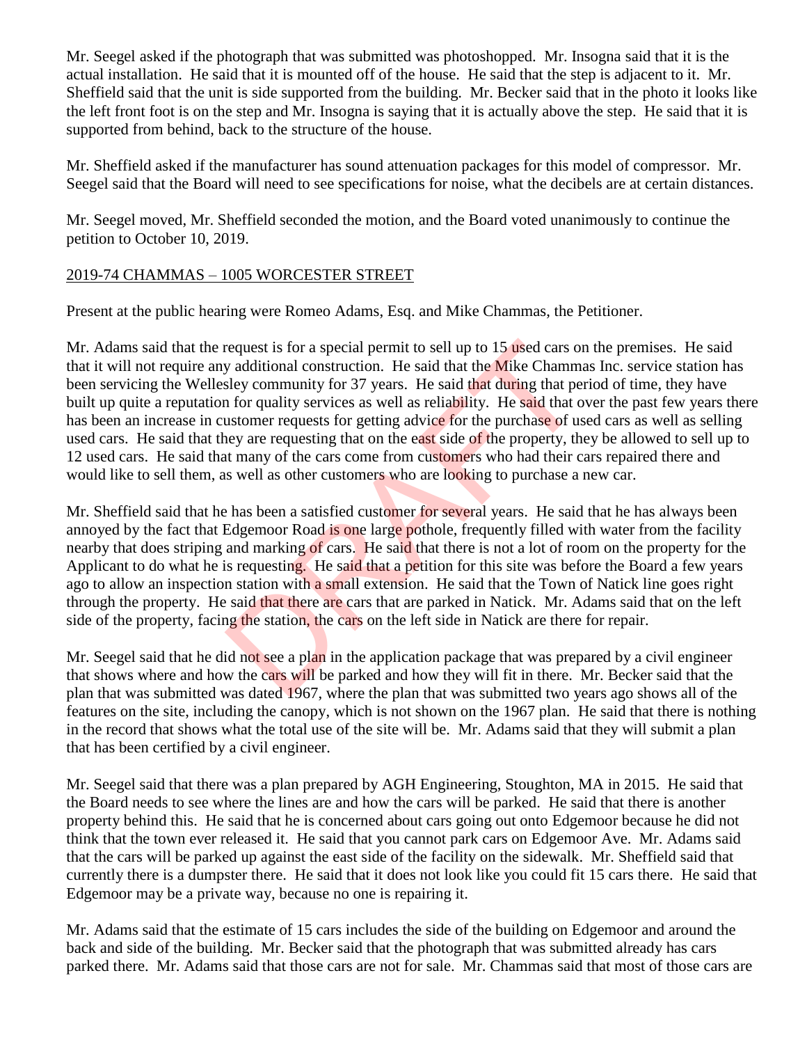Mr. Seegel asked if the photograph that was submitted was photoshopped. Mr. Insogna said that it is the actual installation. He said that it is mounted off of the house. He said that the step is adjacent to it. Mr. Sheffield said that the unit is side supported from the building. Mr. Becker said that in the photo it looks like the left front foot is on the step and Mr. Insogna is saying that it is actually above the step. He said that it is supported from behind, back to the structure of the house.

Mr. Sheffield asked if the manufacturer has sound attenuation packages for this model of compressor. Mr. Seegel said that the Board will need to see specifications for noise, what the decibels are at certain distances.

Mr. Seegel moved, Mr. Sheffield seconded the motion, and the Board voted unanimously to continue the petition to October 10, 2019.

2019-74 CHAMMAS – 1005 WORCESTER STREET

Present at the public hearing were Romeo Adams, Esq. and Mike Chammas, the Petitioner.

Mr. Adams said that the request is for a special permit to sell up to 15 used cars on the premises. He said that it will not require any additional construction. He said that the Mike Chammas Inc. service station has been servicing the Wellesley community for 37 years. He said that during that period of time, they have built up quite a reputation for quality services as well as reliability. He said that over the past few years there has been an increase in customer requests for getting advice for the purchase of used cars as well as selling used cars. He said that they are requesting that on the east side of the property, they be allowed to sell up to 12 used cars. He said that many of the cars come from customers who had their cars repaired there and would like to sell them, as well as other customers who are looking to purchase a new car.

Mr. Sheffield said that he has been a satisfied customer for several years. He said that he has always been annoyed by the fact that Edgemoor Road is one large pothole, frequently filled with water from the facility nearby that does striping and marking of cars. He said that there is not a lot of room on the property for the Applicant to do what he is requesting. He said that a petition for this site was before the Board a few years ago to allow an inspection station with a small extension. He said that the Town of Natick line goes right through the property. He said that there are cars that are parked in Natick. Mr. Adams said that on the left side of the property, facing the station, the cars on the left side in Natick are there for repair.

Mr. Seegel said that he did not see a plan in the application package that was prepared by a civil engineer that shows where and how the cars will be parked and how they will fit in there. Mr. Becker said that the plan that was submitted was dated 1967, where the plan that was submitted two years ago shows all of the features on the site, including the canopy, which is not shown on the 1967 plan. He said that there is nothing in the record that shows what the total use of the site will be. Mr. Adams said that they will submit a plan that has been certified by a civil engineer.

Mr. Seegel said that there was a plan prepared by AGH Engineering, Stoughton, MA in 2015. He said that the Board needs to see where the lines are and how the cars will be parked. He said that there is another property behind this. He said that he is concerned about cars going out onto Edgemoor because he did not think that the town ever released it. He said that you cannot park cars on Edgemoor Ave. Mr. Adams said that the cars will be parked up against the east side of the facility on the sidewalk. Mr. Sheffield said that currently there is a dumpster there. He said that it does not look like you could fit 15 cars there. He said that Edgemoor may be a private way, because no one is repairing it.

Mr. Adams said that the estimate of 15 cars includes the side of the building on Edgemoor and around the back and side of the building. Mr. Becker said that the photograph that was submitted already has cars parked there. Mr. Adams said that those cars are not for sale. Mr. Chammas said that most of those cars are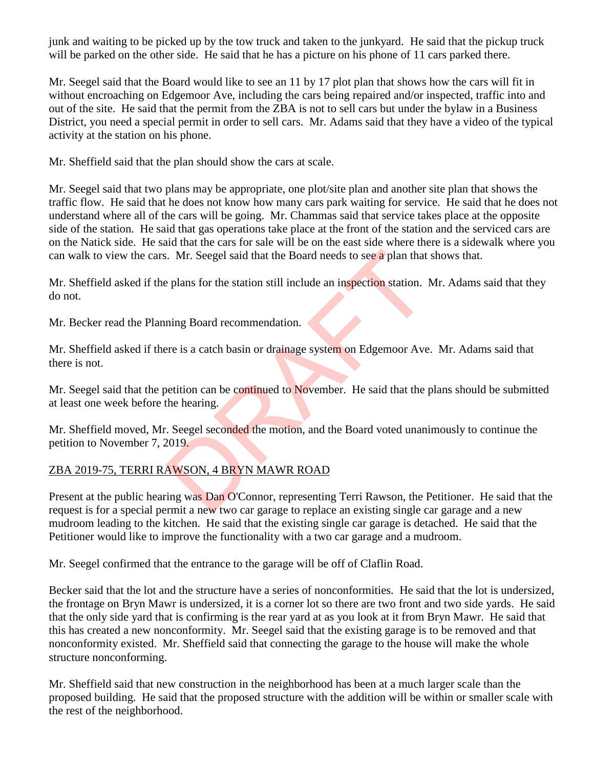junk and waiting to be picked up by the tow truck and taken to the junkyard. He said that the pickup truck will be parked on the other side. He said that he has a picture on his phone of 11 cars parked there.

Mr. Seegel said that the Board would like to see an 11 by 17 plot plan that shows how the cars will fit in without encroaching on Edgemoor Ave, including the cars being repaired and/or inspected, traffic into and out of the site. He said that the permit from the ZBA is not to sell cars but under the bylaw in a Business District, you need a special permit in order to sell cars. Mr. Adams said that they have a video of the typical activity at the station on his phone.

Mr. Sheffield said that the plan should show the cars at scale.

Mr. Seegel said that two plans may be appropriate, one plot/site plan and another site plan that shows the traffic flow. He said that he does not know how many cars park waiting for service. He said that he does not understand where all of the cars will be going. Mr. Chammas said that service takes place at the opposite side of the station. He said that gas operations take place at the front of the station and the serviced cars are on the Natick side. He said that the cars for sale will be on the east side where there is a sidewalk where you can walk to view the cars. Mr. Seegel said that the Board needs to see a plan that shows that.

Mr. Sheffield asked if the plans for the station still include an inspection station. Mr. Adams said that they do not.

Mr. Becker read the Planning Board recommendation.

Mr. Sheffield asked if there is a catch basin or drainage system on Edgemoor Ave. Mr. Adams said that there is not.

Mr. Seegel said that the petition can be continued to November. He said that the plans should be submitted at least one week before the hearing.

Mr. Sheffield moved, Mr. Seegel seconded the motion, and the Board voted unanimously to continue the petition to November 7, 2019.

ZBA 2019-75, TERRI RAWSON, 4 BRYN MAWR ROAD

Present at the public hearing was Dan O'Connor, representing Terri Rawson, the Petitioner. He said that the request is for a special permit a new two car garage to replace an existing single car garage and a new mudroom leading to the kitchen. He said that the existing single car garage is detached. He said that the Petitioner would like to improve the functionality with a two car garage and a mudroom.

Mr. Seegel confirmed that the entrance to the garage will be off of Claflin Road.

Becker said that the lot and the structure have a series of nonconformities. He said that the lot is undersized, the frontage on Bryn Mawr is undersized, it is a corner lot so there are two front and two side yards. He said that the only side yard that is confirming is the rear yard at as you look at it from Bryn Mawr. He said that this has created a new nonconformity. Mr. Seegel said that the existing garage is to be removed and that nonconformity existed. Mr. Sheffield said that connecting the garage to the house will make the whole structure nonconforming.

Mr. Sheffield said that new construction in the neighborhood has been at a much larger scale than the proposed building. He said that the proposed structure with the addition will be within or smaller scale with the rest of the neighborhood.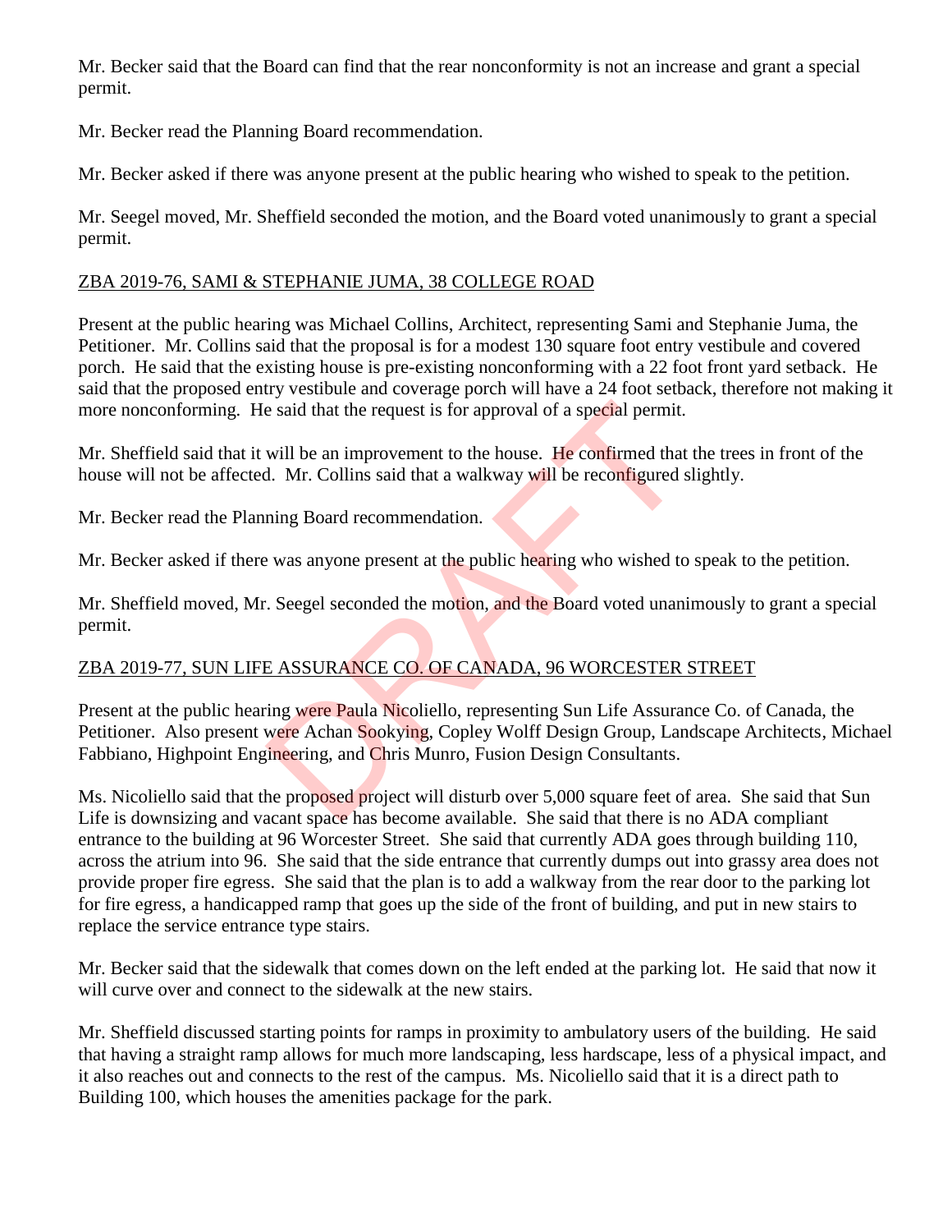Mr. Becker said that the Board can find that the rear nonconformity is not an increase and grant a special permit.

Mr. Becker read the Planning Board recommendation.

Mr. Becker asked if there was anyone present at the public hearing who wished to speak to the petition.

Mr. Seegel moved, Mr. Sheffield seconded the motion, and the Board voted unanimously to grant a special permit.

ZBA 2019-76, SAMI & STEPHANIE JUMA, 38 COLLEGE ROAD

Present at the public hearing was Michael Collins, Architect, representing Sami and Stephanie Juma, the Petitioner. Mr. Collins said that the proposal is for a modest 130 square foot entry vestibule and covered porch. He said that the existing house is pre-existing nonconforming with a 22 foot front yard setback. He said that the proposed entry vestibule and coverage porch will have a 24 foot setback, therefore not making it more nonconforming. He said that the request is for approval of a special permit.

Mr. Sheffield said that it will be an improvement to the house. He confirmed that the trees in front of the house will not be affected. Mr. Collins said that a walkway will be reconfigured slightly.

Mr. Becker read the Planning Board recommendation.

Mr. Becker asked if there was anyone present at the public hearing who wished to speak to the petition.

Mr. Sheffield moved, Mr. Seegel seconded the motion, and the Board voted unanimously to grant a special permit.

ZBA 2019-77, SUN LIFE ASSURANCE CO. OF CANADA, 96 WORCESTER STREET

Present at the public hearing were Paula Nicoliello, representing Sun Life Assurance Co. of Canada, the Petitioner. Also present were Achan Sookying, Copley Wolff Design Group, Landscape Architects, Michael Fabbiano, Highpoint Engineering, and Chris Munro, Fusion Design Consultants.

Ms. Nicoliello said that the proposed project will disturb over 5,000 square feet of area. She said that Sun Life is downsizing and vacant space has become available. She said that there is no ADA compliant entrance to the building at 96 Worcester Street. She said that currently ADA goes through building 110, across the atrium into 96. She said that the side entrance that currently dumps out into grassy area does not provide proper fire egress. She said that the plan is to add a walkway from the rear door to the parking lot for fire egress, a handicapped ramp that goes up the side of the front of building, and put in new stairs to replace the service entrance type stairs.

Mr. Becker said that the sidewalk that comes down on the left ended at the parking lot. He said that now it will curve over and connect to the sidewalk at the new stairs.

Mr. Sheffield discussed starting points for ramps in proximity to ambulatory users of the building. He said that having a straight ramp allows for much more landscaping, less hardscape, less of a physical impact, and it also reaches out and connects to the rest of the campus. Ms. Nicoliello said that it is a direct path to Building 100, which houses the amenities package for the park.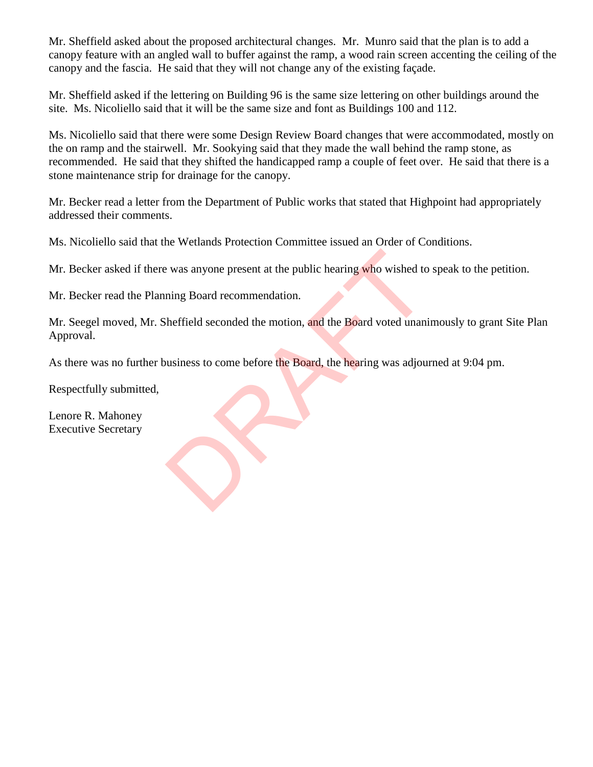Mr. Sheffield asked about the proposed architectural changes. Mr. Munro said that the plan is to add a canopy feature with an angled wall to buffer against the ramp, a wood rain screen accenting the ceiling of the canopy and the fascia. He said that they will not change any of the existing façade.

Mr. Sheffield asked if the lettering on Building 96 is the same size lettering on other buildings around the site. Ms. Nicoliello said that it will be the same size and font as Buildings 100 and 112.

Ms. Nicoliello said that there were some Design Review Board changes that were accommodated, mostly on the on ramp and the stairwell. Mr. Sookying said that they made the wall behind the ramp stone, as recommended. He said that they shifted the handicapped ramp a couple of feet over. He said that there is a stone maintenance strip for drainage for the canopy.

Mr. Becker read a letter from the Department of Public works that stated that Highpoint had appropriately addressed their comments.

Ms. Nicoliello said that the Wetlands Protection Committee issued an Order of Conditions.

Mr. Becker asked if there was anyone present at the public hearing who wished to speak to the petition.

Mr. Becker read the Planning Board recommendation.

Mr. Seegel moved, Mr. Sheffield seconded the motion, and the Board voted unanimously to grant Site Plan Approval.

As there was no further business to come before the Board, the hearing was adjourned at 9:04 pm.

Respectfully submitted,

Lenore R. Mahoney
Executive Secretary